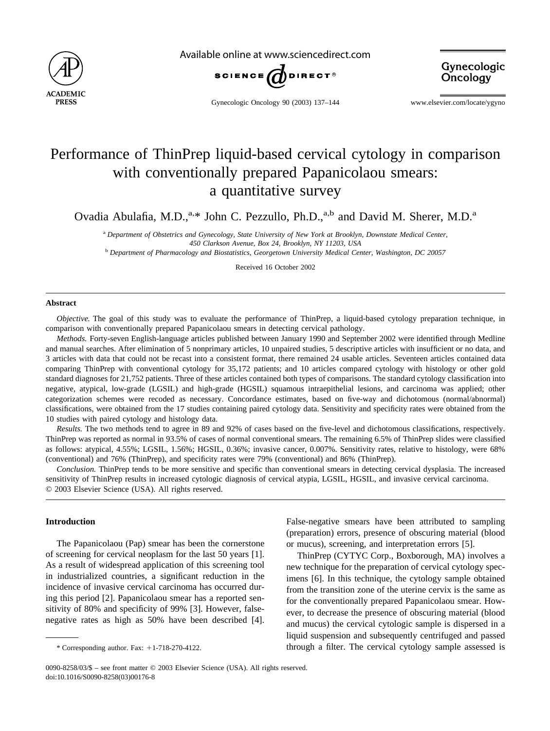# Performance of ThinPrep liquid-based cervical cytology in comparison with conventionally prepared Papanicolaou smears: a quantitative survey

Ovadia Abulafia, M.D.,[a,*] John C. Pezzullo, Ph.D.,[a,b] and David M. Sherer, M.D.[a]

[a] *Department of Obstetrics and Gynecology, State University of New York at Brooklyn, Downstate Medical Center, 450 Clarkson Avenue, Box 24, Brooklyn, NY 11203, USA*

[b] *Department of Pharmacology and Biostatistics, Georgetown University Medical Center, Washington, DC 20057*

Received 16 October 2002

## Abstract

*Objective.* The goal of this study was to evaluate the performance of ThinPrep, a liquid-based cytology preparation technique, in comparison with conventionally prepared Papanicolaou smears in detecting cervical pathology.

*Methods.* Forty-seven English-language articles published between January 1990 and September 2002 were identified through Medline and manual searches. After elimination of 5 nonprimary articles, 10 unpaired studies, 5 descriptive articles with insufficient or no data, and 3 articles with data that could not be recast into a consistent format, there remained 24 usable articles. Seventeen articles contained data comparing ThinPrep with conventional cytology for 35,172 patients; and 10 articles compared cytology with histology or other gold standard diagnoses for 21,752 patients. Three of these articles contained both types of comparisons. The standard cytology classification into negative, atypical, low-grade (LGSIL) and high-grade (HGSIL) squamous intraepithelial lesions, and carcinoma was applied; other categorization schemes were recoded as necessary. Concordance estimates, based on five-way and dichotomous (normal/abnormal) classifications, were obtained from the 17 studies containing paired cytology data. Sensitivity and specificity rates were obtained from the 10 studies with paired cytology and histology data.

*Results.* The two methods tend to agree in 89 and 92% of cases based on the five-level and dichotomous classifications, respectively. ThinPrep was reported as normal in 93.5% of cases of normal conventional smears. The remaining 6.5% of ThinPrep slides were classified as follows: atypical, 4.55%; LGSIL, 1.56%; HGSIL, 0.36%; invasive cancer, 0.007%. Sensitivity rates, relative to histology, were 68% (conventional) and 76% (ThinPrep), and specificity rates were 79% (conventional) and 86% (ThinPrep).

*Conclusion.* ThinPrep tends to be more sensitive and specific than conventional smears in detecting cervical dysplasia. The increased sensitivity of ThinPrep results in increased cytologic diagnosis of cervical atypia, LGSIL, HGSIL, and invasive cervical carcinoma.

© 2003 Elsevier Science (USA). All rights reserved.

## Introduction

The Papanicolaou (Pap) smear has been the cornerstone of screening for cervical neoplasm for the last 50 years [1]. As a result of widespread application of this screening tool in industrialized countries, a significant reduction in the incidence of invasive cervical carcinoma has occurred during this period [2]. Papanicolaou smear has a reported sensitivity of 80% and specificity of 99% [3]. However, false-negative rates as high as 50% have been described [4]. False-negative smears have been attributed to sampling (preparation) errors, presence of obscuring material (blood or mucus), screening, and interpretation errors [5].

ThinPrep (CYTYC Corp., Boxborough, MA) involves a new technique for the preparation of cervical cytology specimens [6]. In this technique, the cytology sample obtained from the transition zone of the uterine cervix is the same as for the conventionally prepared Papanicolaou smear. However, to decrease the presence of obscuring material (blood and mucus) the cervical cytologic sample is dispersed in a liquid suspension and subsequently centrifuged and passed through a filter. The cervical cytology sample assessed is

\* Corresponding author. Fax: +1-718-270-4122.

0090-8258/03/$ – see front matter © 2003 Elsevier Science (USA). All rights reserved.
doi:10.1016/S0090-8258(03)00176-8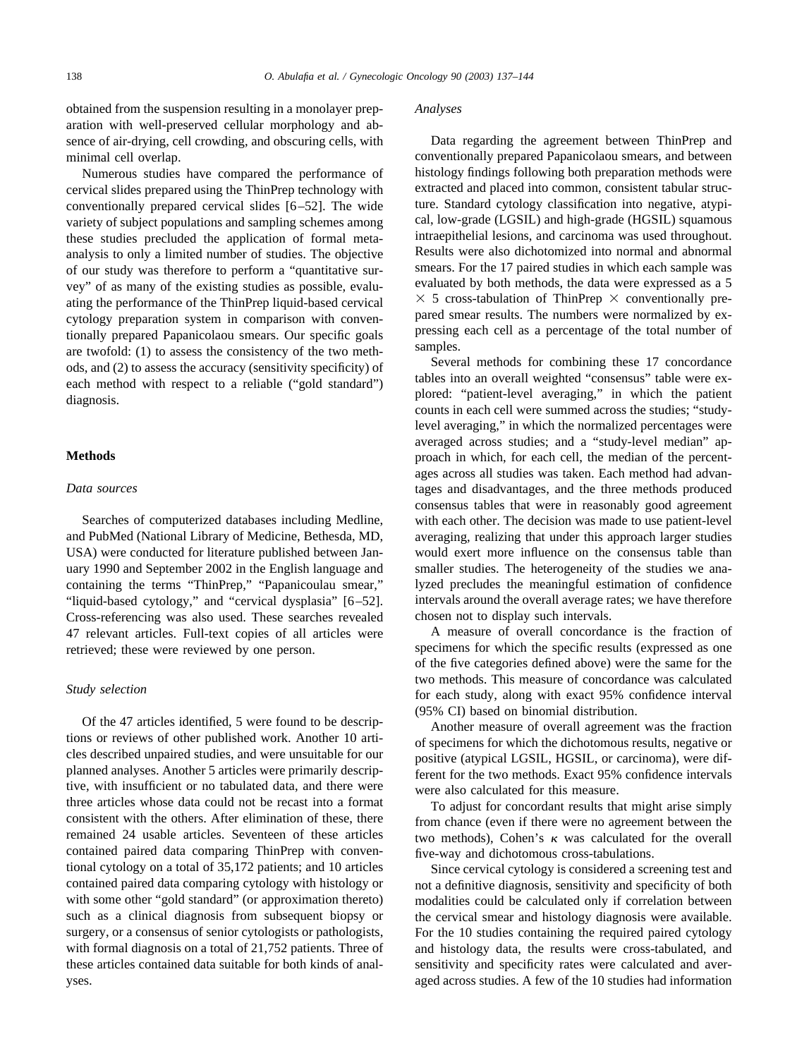obtained from the suspension resulting in a monolayer preparation with well-preserved cellular morphology and absence of air-drying, cell crowding, and obscuring cells, with minimal cell overlap.

Numerous studies have compared the performance of cervical slides prepared using the ThinPrep technology with conventionally prepared cervical slides [6–52]. The wide variety of subject populations and sampling schemes among these studies precluded the application of formal meta-analysis to only a limited number of studies. The objective of our study was therefore to perform a "quantitative survey" of as many of the existing studies as possible, evaluating the performance of the ThinPrep liquid-based cervical cytology preparation system in comparison with conventionally prepared Papanicolaou smears. Our specific goals are twofold: (1) to assess the consistency of the two methods, and (2) to assess the accuracy (sensitivity specificity) of each method with respect to a reliable ("gold standard") diagnosis.

## Methods

### *Data sources*

Searches of computerized databases including Medline, and PubMed (National Library of Medicine, Bethesda, MD, USA) were conducted for literature published between January 1990 and September 2002 in the English language and containing the terms "ThinPrep," "Papanicoulau smear," "liquid-based cytology," and "cervical dysplasia" [6–52]. Cross-referencing was also used. These searches revealed 47 relevant articles. Full-text copies of all articles were retrieved; these were reviewed by one person.

### *Study selection*

Of the 47 articles identified, 5 were found to be descriptions or reviews of other published work. Another 10 articles described unpaired studies, and were unsuitable for our planned analyses. Another 5 articles were primarily descriptive, with insufficient or no tabulated data, and there were three articles whose data could not be recast into a format consistent with the others. After elimination of these, there remained 24 usable articles. Seventeen of these articles contained paired data comparing ThinPrep with conventional cytology on a total of 35,172 patients; and 10 articles contained paired data comparing cytology with histology or with some other "gold standard" (or approximation thereto) such as a clinical diagnosis from subsequent biopsy or surgery, or a consensus of senior cytologists or pathologists, with formal diagnosis on a total of 21,752 patients. Three of these articles contained data suitable for both kinds of analyses.

### *Analyses*

Data regarding the agreement between ThinPrep and conventionally prepared Papanicolaou smears, and between histology findings following both preparation methods were extracted and placed into common, consistent tabular structure. Standard cytology classification into negative, atypical, low-grade (LGSIL) and high-grade (HGSIL) squamous intraepithelial lesions, and carcinoma was used throughout. Results were also dichotomized into normal and abnormal smears. For the 17 paired studies in which each sample was evaluated by both methods, the data were expressed as a 5 $\times$ 5 cross-tabulation of ThinPrep $\times$ conventionally prepared smear results. The numbers were normalized by expressing each cell as a percentage of the total number of samples.

Several methods for combining these 17 concordance tables into an overall weighted "consensus" table were explored: "patient-level averaging," in which the patient counts in each cell were summed across the studies; "study-level averaging," in which the normalized percentages were averaged across studies; and a "study-level median" approach in which, for each cell, the median of the percentages across all studies was taken. Each method had advantages and disadvantages, and the three methods produced consensus tables that were in reasonably good agreement with each other. The decision was made to use patient-level averaging, realizing that under this approach larger studies would exert more influence on the consensus table than smaller studies. The heterogeneity of the studies we analyzed precludes the meaningful estimation of confidence intervals around the overall average rates; we have therefore chosen not to display such intervals.

A measure of overall concordance is the fraction of specimens for which the specific results (expressed as one of the five categories defined above) were the same for the two methods. This measure of concordance was calculated for each study, along with exact 95% confidence interval (95% CI) based on binomial distribution.

Another measure of overall agreement was the fraction of specimens for which the dichotomous results, negative or positive (atypical LGSIL, HGSIL, or carcinoma), were different for the two methods. Exact 95% confidence intervals were also calculated for this measure.

To adjust for concordant results that might arise simply from chance (even if there were no agreement between the two methods), Cohen's $\kappa$ was calculated for the overall five-way and dichotomous cross-tabulations.

Since cervical cytology is considered a screening test and not a definitive diagnosis, sensitivity and specificity of both modalities could be calculated only if correlation between the cervical smear and histology diagnosis were available. For the 10 studies containing the required paired cytology and histology data, the results were cross-tabulated, and sensitivity and specificity rates were calculated and averaged across studies. A few of the 10 studies had information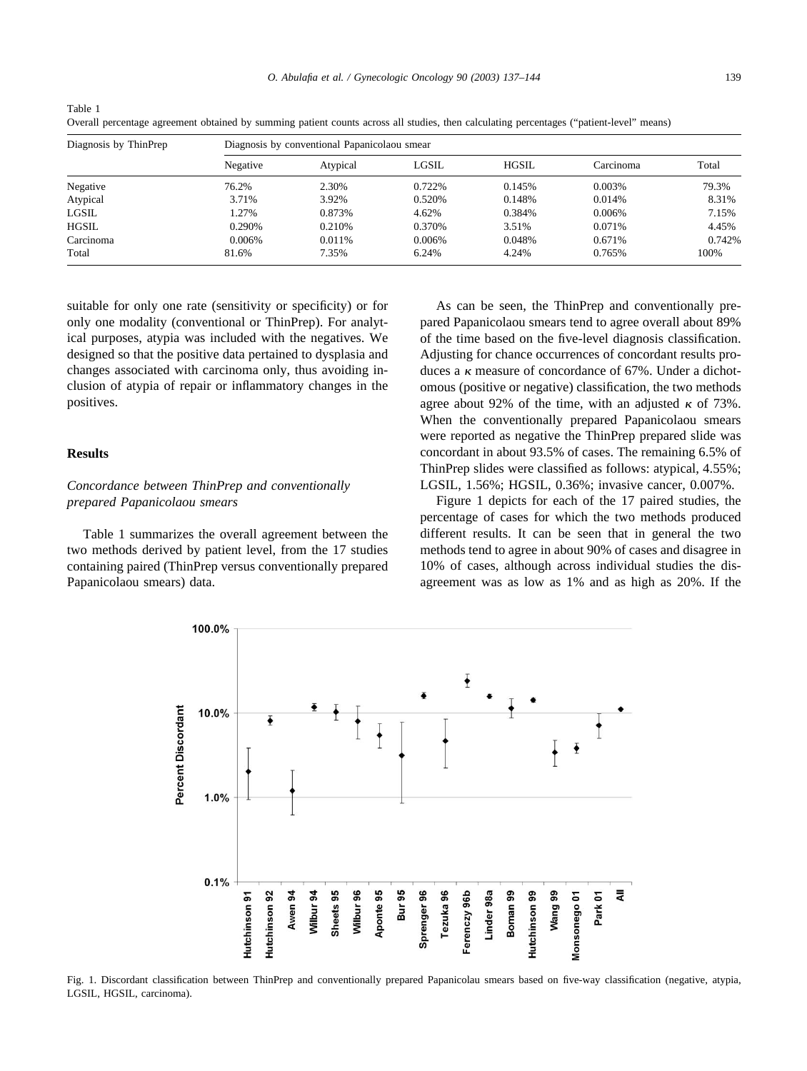Table 1
Overall percentage agreement obtained by summing patient counts across all studies, then calculating percentages ("patient-level" means)

| Diagnosis by ThinPrep | Diagnosis by conventional Papanicolaou smear | | | | | |
|---|---|---|---|---|---|---|
| | Negative | Atypical | LGSIL | HGSIL | Carcinoma | Total |
| Negative | 76.2% | 2.30% | 0.722% | 0.145% | 0.003% | 79.3% |
| Atypical | 3.71% | 3.92% | 0.520% | 0.148% | 0.014% | 8.31% |
| LGSIL | 1.27% | 0.873% | 4.62% | 0.384% | 0.006% | 7.15% |
| HGSIL | 0.290% | 0.210% | 0.370% | 3.51% | 0.071% | 4.45% |
| Carcinoma | 0.006% | 0.011% | 0.006% | 0.048% | 0.671% | 0.742% |
| Total | 81.6% | 7.35% | 6.24% | 4.24% | 0.765% | 100% |

suitable for only one rate (sensitivity or specificity) or for only one modality (conventional or ThinPrep). For analytical purposes, atypia was included with the negatives. We designed so that the positive data pertained to dysplasia and changes associated with carcinoma only, thus avoiding inclusion of atypia of repair or inflammatory changes in the positives.

## Results

### *Concordance between ThinPrep and conventionally prepared Papanicolaou smears*

Table 1 summarizes the overall agreement between the two methods derived by patient level, from the 17 studies containing paired (ThinPrep versus conventionally prepared Papanicolaou smears) data.

As can be seen, the ThinPrep and conventionally prepared Papanicolaou smears tend to agree overall about 89% of the time based on the five-level diagnosis classification. Adjusting for chance occurrences of concordant results produces a $\kappa$ measure of concordance of 67%. Under a dichotomous (positive or negative) classification, the two methods agree about 92% of the time, with an adjusted $\kappa$ of 73%. When the conventionally prepared Papanicolaou smears were reported as negative the ThinPrep prepared slide was concordant in about 93.5% of cases. The remaining 6.5% of ThinPrep slides were classified as follows: atypical, 4.55%; LGSIL, 1.56%; HGSIL, 0.36%; invasive cancer, 0.007%.

Figure 1 depicts for each of the 17 paired studies, the percentage of cases for which the two methods produced different results. It can be seen that in general the two methods tend to agree in about 90% of cases and disagree in 10% of cases, although across individual studies the disagreement was as low as 1% and as high as 20%. If the

Fig. 1. Discordant classification between ThinPrep and conventionally prepared Papanicolau smears based on five-way classification (negative, atypia, LGSIL, HGSIL, carcinoma).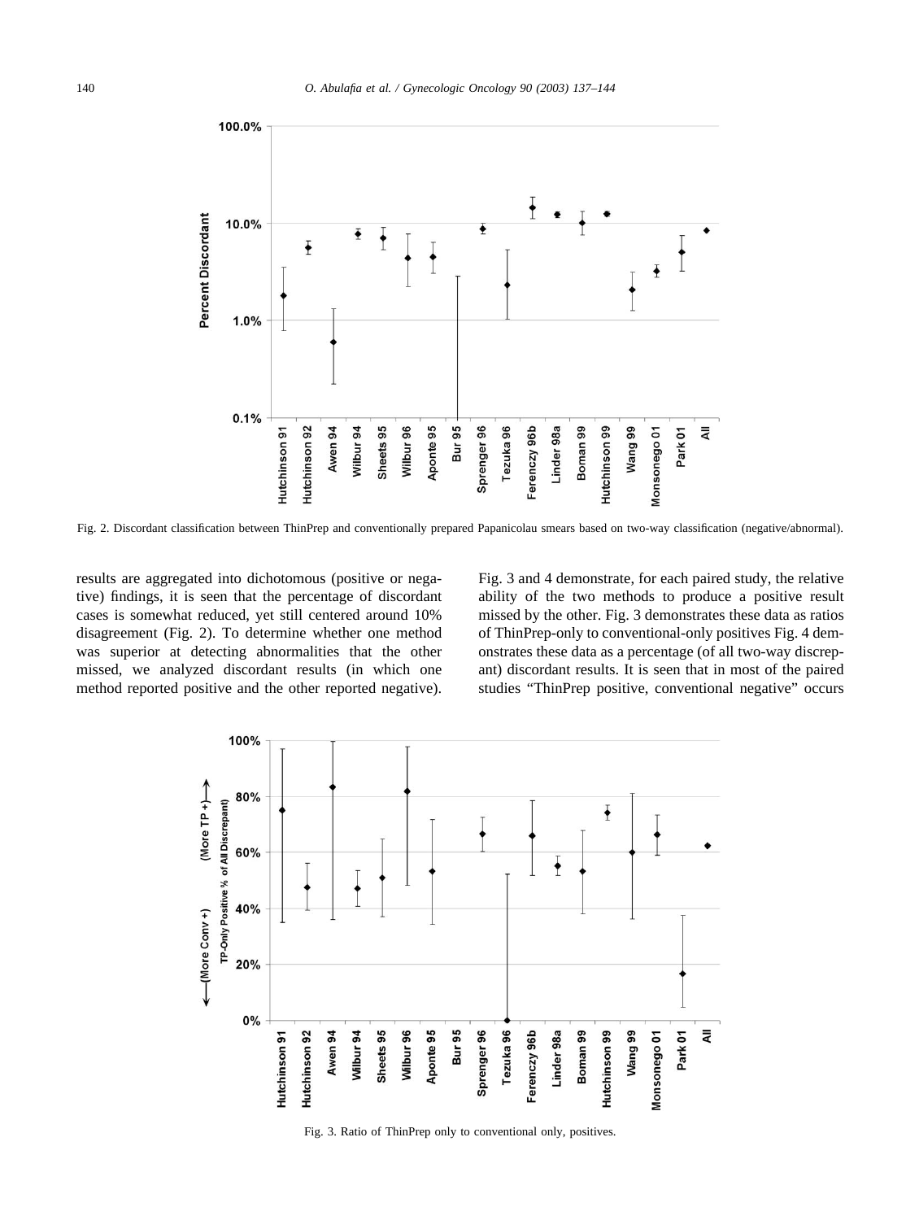Fig. 2. Discordant classification between ThinPrep and conventionally prepared Papanicolau smears based on two-way classification (negative/abnormal).

results are aggregated into dichotomous (positive or negative) findings, it is seen that the percentage of discordant cases is somewhat reduced, yet still centered around 10% disagreement (Fig. 2). To determine whether one method was superior at detecting abnormalities that the other missed, we analyzed discordant results (in which one method reported positive and the other reported negative). Fig. 3 and 4 demonstrate, for each paired study, the relative ability of the two methods to produce a positive result missed by the other. Fig. 3 demonstrates these data as ratios of ThinPrep-only to conventional-only positives Fig. 4 demonstrates these data as a percentage (of all two-way discrepant) discordant results. It is seen that in most of the paired studies "ThinPrep positive, conventional negative" occurs

Fig. 3. Ratio of ThinPrep only to conventional only, positives.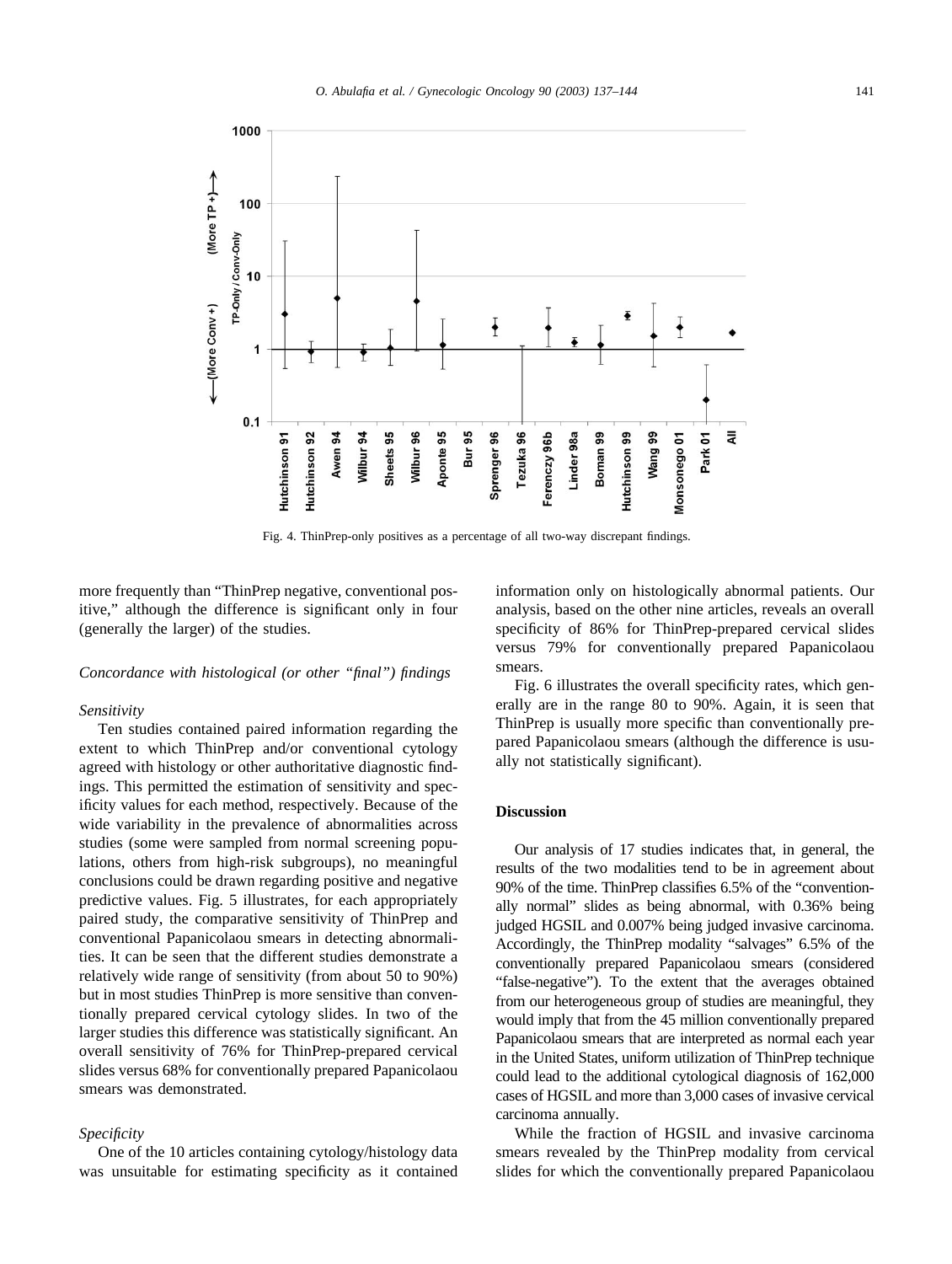Fig. 4. ThinPrep-only positives as a percentage of all two-way discrepant findings.

more frequently than "ThinPrep negative, conventional positive," although the difference is significant only in four (generally the larger) of the studies.

### *Concordance with histological (or other "final") findings*

#### *Sensitivity*

Ten studies contained paired information regarding the extent to which ThinPrep and/or conventional cytology agreed with histology or other authoritative diagnostic findings. This permitted the estimation of sensitivity and specificity values for each method, respectively. Because of the wide variability in the prevalence of abnormalities across studies (some were sampled from normal screening populations, others from high-risk subgroups), no meaningful conclusions could be drawn regarding positive and negative predictive values. Fig. 5 illustrates, for each appropriately paired study, the comparative sensitivity of ThinPrep and conventional Papanicolaou smears in detecting abnormalities. It can be seen that the different studies demonstrate a relatively wide range of sensitivity (from about 50 to 90%) but in most studies ThinPrep is more sensitive than conventionally prepared cervical cytology slides. In two of the larger studies this difference was statistically significant. An overall sensitivity of 76% for ThinPrep-prepared cervical slides versus 68% for conventionally prepared Papanicolaou smears was demonstrated.

#### *Specificity*

One of the 10 articles containing cytology/histology data was unsuitable for estimating specificity as it contained information only on histologically abnormal patients. Our analysis, based on the other nine articles, reveals an overall specificity of 86% for ThinPrep-prepared cervical slides versus 79% for conventionally prepared Papanicolaou smears.

Fig. 6 illustrates the overall specificity rates, which generally are in the range 80 to 90%. Again, it is seen that ThinPrep is usually more specific than conventionally prepared Papanicolaou smears (although the difference is usually not statistically significant).

## Discussion

Our analysis of 17 studies indicates that, in general, the results of the two modalities tend to be in agreement about 90% of the time. ThinPrep classifies 6.5% of the "conventionally normal" slides as being abnormal, with 0.36% being judged HGSIL and 0.007% being judged invasive carcinoma. Accordingly, the ThinPrep modality "salvages" 6.5% of the conventionally prepared Papanicolaou smears (considered "false-negative"). To the extent that the averages obtained from our heterogeneous group of studies are meaningful, they would imply that from the 45 million conventionally prepared Papanicolaou smears that are interpreted as normal each year in the United States, uniform utilization of ThinPrep technique could lead to the additional cytological diagnosis of 162,000 cases of HGSIL and more than 3,000 cases of invasive cervical carcinoma annually.

While the fraction of HGSIL and invasive carcinoma smears revealed by the ThinPrep modality from cervical slides for which the conventionally prepared Papanicolaou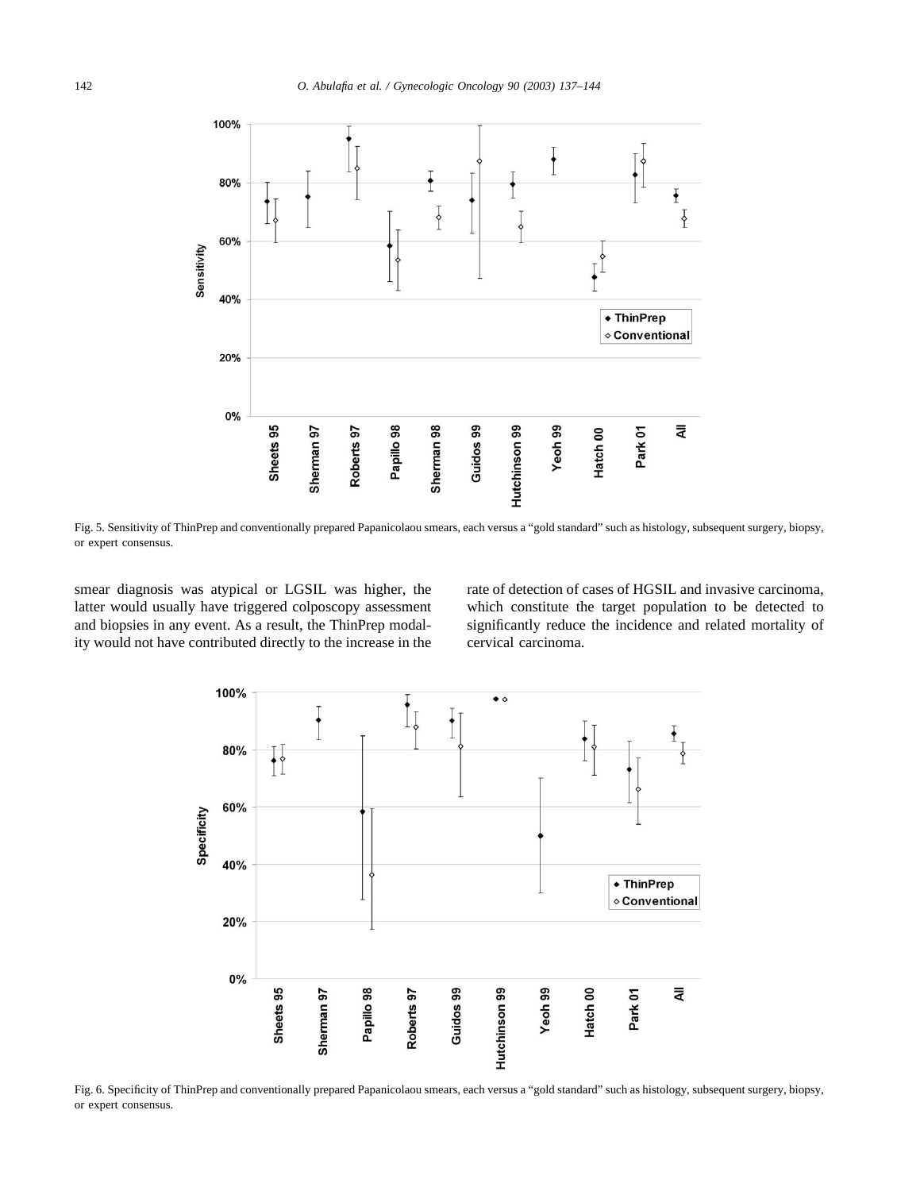Fig. 5. Sensitivity of ThinPrep and conventionally prepared Papanicolaou smears, each versus a "gold standard" such as histology, subsequent surgery, biopsy, or expert consensus.

smear diagnosis was atypical or LGSIL was higher, the latter would usually have triggered colposcopy assessment and biopsies in any event. As a result, the ThinPrep modality would not have contributed directly to the increase in the rate of detection of cases of HGSIL and invasive carcinoma, which constitute the target population to be detected to significantly reduce the incidence and related mortality of cervical carcinoma.

Fig. 6. Specificity of ThinPrep and conventionally prepared Papanicolaou smears, each versus a "gold standard" such as histology, subsequent surgery, biopsy, or expert consensus.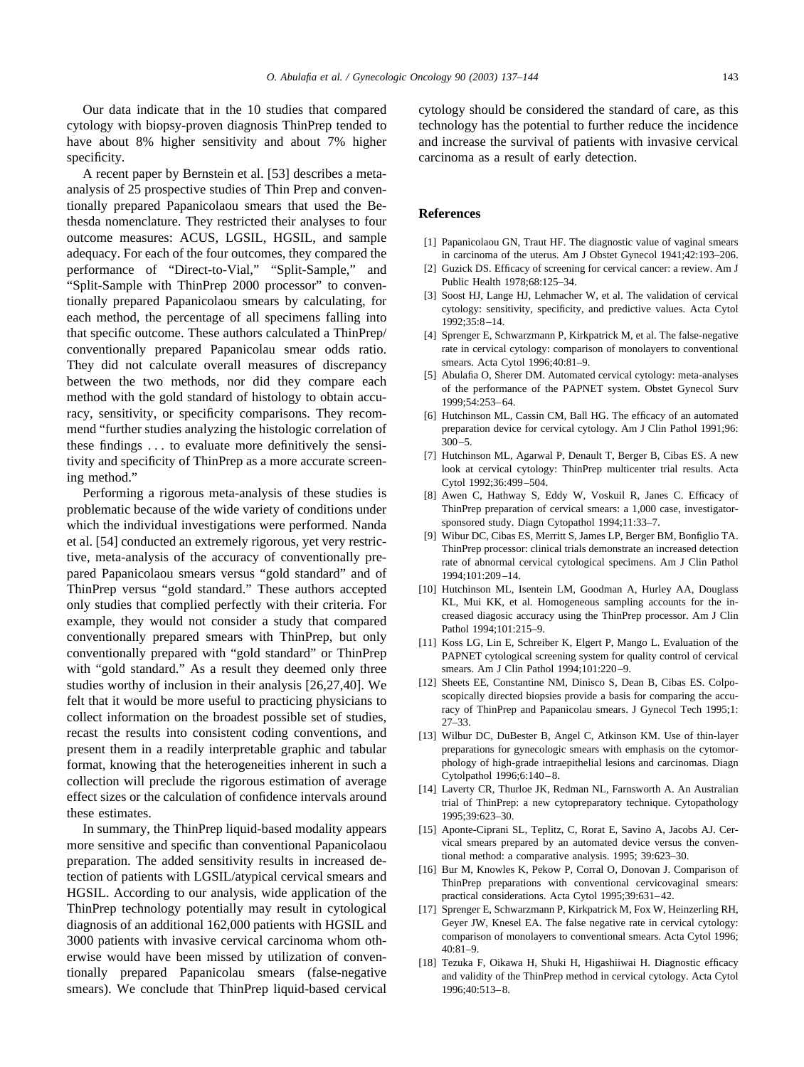Our data indicate that in the 10 studies that compared cytology with biopsy-proven diagnosis ThinPrep tended to have about 8% higher sensitivity and about 7% higher specificity.

A recent paper by Bernstein et al. [53] describes a meta-analysis of 25 prospective studies of Thin Prep and conventionally prepared Papanicolaou smears that used the Bethesda nomenclature. They restricted their analyses to four outcome measures: ACUS, LGSIL, HGSIL, and sample adequacy. For each of the four outcomes, they compared the performance of "Direct-to-Vial," "Split-Sample," and "Split-Sample with ThinPrep 2000 processor" to conventionally prepared Papanicolaou smears by calculating, for each method, the percentage of all specimens falling into that specific outcome. These authors calculated a ThinPrep/conventionally prepared Papanicolau smear odds ratio. They did not calculate overall measures of discrepancy between the two methods, nor did they compare each method with the gold standard of histology to obtain accuracy, sensitivity, or specificity comparisons. They recommend "further studies analyzing the histologic correlation of these findings . . . to evaluate more definitively the sensitivity and specificity of ThinPrep as a more accurate screening method."

Performing a rigorous meta-analysis of these studies is problematic because of the wide variety of conditions under which the individual investigations were performed. Nanda et al. [54] conducted an extremely rigorous, yet very restrictive, meta-analysis of the accuracy of conventionally prepared Papanicolaou smears versus "gold standard" and of ThinPrep versus "gold standard." These authors accepted only studies that complied perfectly with their criteria. For example, they would not consider a study that compared conventionally prepared smears with ThinPrep, but only conventionally prepared with "gold standard" or ThinPrep with "gold standard." As a result they deemed only three studies worthy of inclusion in their analysis [26,27,40]. We felt that it would be more useful to practicing physicians to collect information on the broadest possible set of studies, recast the results into consistent coding conventions, and present them in a readily interpretable graphic and tabular format, knowing that the heterogeneities inherent in such a collection will preclude the rigorous estimation of average effect sizes or the calculation of confidence intervals around these estimates.

In summary, the ThinPrep liquid-based modality appears more sensitive and specific than conventional Papanicolaou preparation. The added sensitivity results in increased detection of patients with LGSIL/atypical cervical smears and HGSIL. According to our analysis, wide application of the ThinPrep technology potentially may result in cytological diagnosis of an additional 162,000 patients with HGSIL and 3000 patients with invasive cervical carcinoma whom otherwise would have been missed by utilization of conventionally prepared Papanicolau smears (false-negative smears). We conclude that ThinPrep liquid-based cervical cytology should be considered the standard of care, as this technology has the potential to further reduce the incidence and increase the survival of patients with invasive cervical carcinoma as a result of early detection.

## References

[1] Papanicolaou GN, Traut HF. The diagnostic value of vaginal smears in carcinoma of the uterus. Am J Obstet Gynecol 1941;42:193–206.

[2] Guzick DS. Efficacy of screening for cervical cancer: a review. Am J Public Health 1978;68:125–34.

[3] Soost HJ, Lange HJ, Lehmacher W, et al. The validation of cervical cytology: sensitivity, specificity, and predictive values. Acta Cytol 1992;35:8–14.

[4] Sprenger E, Schwarzmann P, Kirkpatrick M, et al. The false-negative rate in cervical cytology: comparison of monolayers to conventional smears. Acta Cytol 1996;40:81–9.

[5] Abulafia O, Sherer DM. Automated cervical cytology: meta-analyses of the performance of the PAPNET system. Obstet Gynecol Surv 1999;54:253–64.

[6] Hutchinson ML, Cassin CM, Ball HG. The efficacy of an automated preparation device for cervical cytology. Am J Clin Pathol 1991;96: 300–5.

[7] Hutchinson ML, Agarwal P, Denault T, Berger B, Cibas ES. A new look at cervical cytology: ThinPrep multicenter trial results. Acta Cytol 1992;36:499–504.

[8] Awen C, Hathway S, Eddy W, Voskuil R, Janes C. Efficacy of ThinPrep preparation of cervical smears: a 1,000 case, investigator-sponsored study. Diagn Cytopathol 1994;11:33–7.

[9] Wibur DC, Cibas ES, Merritt S, James LP, Berger BM, Bonfiglio TA. ThinPrep processor: clinical trials demonstrate an increased detection rate of abnormal cervical cytological specimens. Am J Clin Pathol 1994;101:209–14.

[10] Hutchinson ML, Isentein LM, Goodman A, Hurley AA, Douglass KL, Mui KK, et al. Homogeneous sampling accounts for the increased diagosic accuracy using the ThinPrep processor. Am J Clin Pathol 1994;101:215–9.

[11] Koss LG, Lin E, Schreiber K, Elgert P, Mango L. Evaluation of the PAPNET cytological screening system for quality control of cervical smears. Am J Clin Pathol 1994;101:220–9.

[12] Sheets EE, Constantine NM, Dinisco S, Dean B, Cibas ES. Colposcopically directed biopsies provide a basis for comparing the accuracy of ThinPrep and Papanicolau smears. J Gynecol Tech 1995;1: 27–33.

[13] Wilbur DC, DuBester B, Angel C, Atkinson KM. Use of thin-layer preparations for gynecologic smears with emphasis on the cytomorphology of high-grade intraepithelial lesions and carcinomas. Diagn Cytolpathol 1996;6:140–8.

[14] Laverty CR, Thurloe JK, Redman NL, Farnsworth A. An Australian trial of ThinPrep: a new cytopreparatory technique. Cytopathology 1995;39:623–30.

[15] Aponte-Ciprani SL, Teplitz, C, Rorat E, Savino A, Jacobs AJ. Cervical smears prepared by an automated device versus the conventional method: a comparative analysis. 1995; 39:623–30.

[16] Bur M, Knowles K, Pekow P, Corral O, Donovan J. Comparison of ThinPrep preparations with conventional cervicovaginal smears: practical considerations. Acta Cytol 1995;39:631–42.

[17] Sprenger E, Schwarzmann P, Kirkpatrick M, Fox W, Heinzerling RH, Geyer JW, Knesel EA. The false negative rate in cervical cytology: comparison of monolayers to conventional smears. Acta Cytol 1996; 40:81–9.

[18] Tezuka F, Oikawa H, Shuki H, Higashiiwai H. Diagnostic efficacy and validity of the ThinPrep method in cervical cytology. Acta Cytol 1996;40:513–8.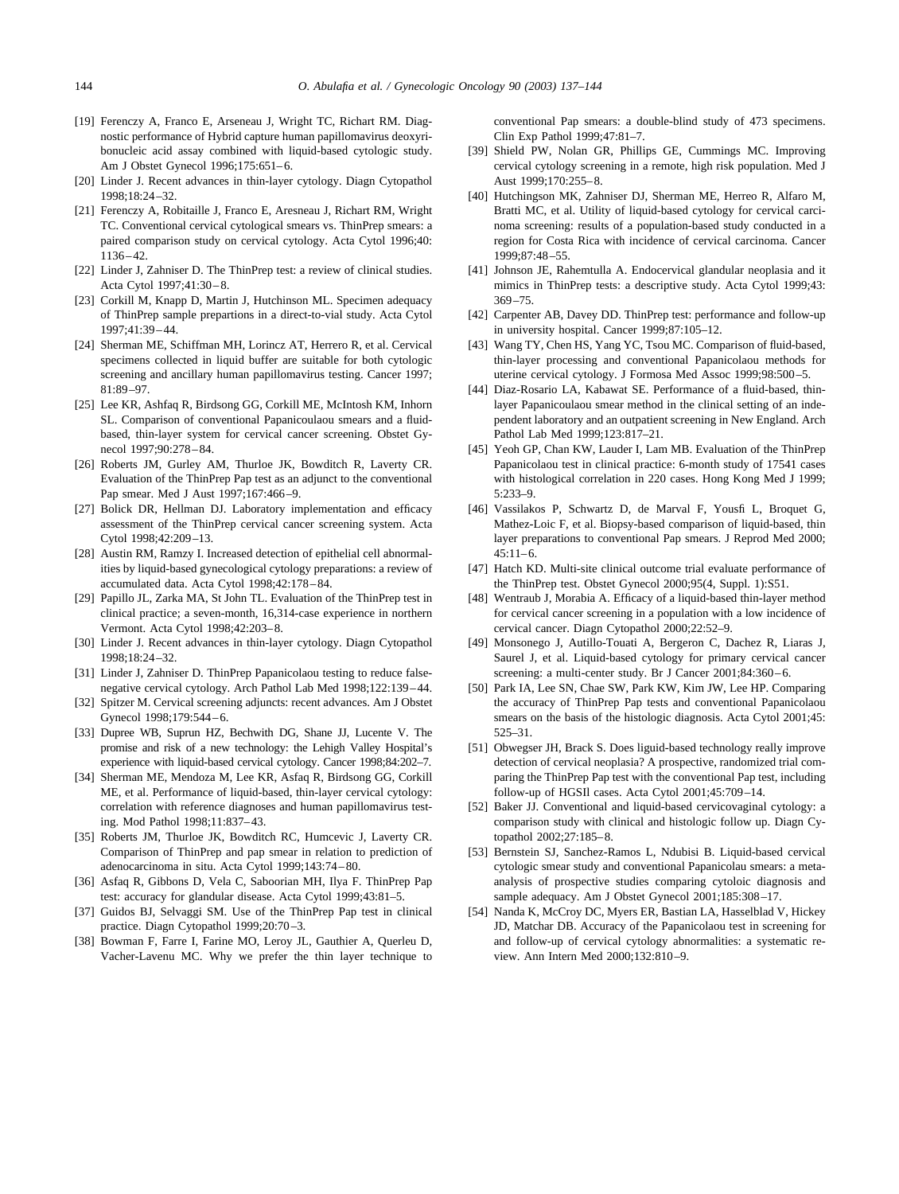[19] Ferenczy A, Franco E, Arseneau J, Wright TC, Richart RM. Diagnostic performance of Hybrid capture human papillomavirus deoxyribonucleic acid assay combined with liquid-based cytologic study. Am J Obstet Gynecol 1996;175:651–6.

[20] Linder J. Recent advances in thin-layer cytology. Diagn Cytopathol 1998;18:24–32.

[21] Ferenczy A, Robitaille J, Franco E, Aresneau J, Richart RM, Wright TC. Conventional cervical cytological smears vs. ThinPrep smears: a paired comparison study on cervical cytology. Acta Cytol 1996;40:1136–42.

[22] Linder J, Zahniser D. The ThinPrep test: a review of clinical studies. Acta Cytol 1997;41:30–8.

[23] Corkill M, Knapp D, Martin J, Hutchinson ML. Specimen adequacy of ThinPrep sample prepartions in a direct-to-vial study. Acta Cytol 1997;41:39–44.

[24] Sherman ME, Schiffman MH, Lorincz AT, Herrero R, et al. Cervical specimens collected in liquid buffer are suitable for both cytologic screening and ancillary human papillomavirus testing. Cancer 1997; 81:89–97.

[25] Lee KR, Ashfaq R, Birdsong GG, Corkill ME, McIntosh KM, Inhorn SL. Comparison of conventional Papanicoulaou smears and a fluid-based, thin-layer system for cervical cancer screening. Obstet Gynecol 1997;90:278–84.

[26] Roberts JM, Gurley AM, Thurloe JK, Bowditch R, Laverty CR. Evaluation of the ThinPrep Pap test as an adjunct to the conventional Pap smear. Med J Aust 1997;167:466–9.

[27] Bolick DR, Hellman DJ. Laboratory implementation and efficacy assessment of the ThinPrep cervical cancer screening system. Acta Cytol 1998;42:209–13.

[28] Austin RM, Ramzy I. Increased detection of epithelial cell abnormalities by liquid-based gynecological cytology preparations: a review of accumulated data. Acta Cytol 1998;42:178–84.

[29] Papillo JL, Zarka MA, St John TL. Evaluation of the ThinPrep test in clinical practice; a seven-month, 16,314-case experience in northern Vermont. Acta Cytol 1998;42:203–8.

[30] Linder J. Recent advances in thin-layer cytology. Diagn Cytopathol 1998;18:24–32.

[31] Linder J, Zahniser D. ThinPrep Papanicolaou testing to reduce false-negative cervical cytology. Arch Pathol Lab Med 1998;122:139–44.

[32] Spitzer M. Cervical screening adjuncts: recent advances. Am J Obstet Gynecol 1998;179:544–6.

[33] Dupree WB, Suprun HZ, Bechwith DG, Shane JJ, Lucente V. The promise and risk of a new technology: the Lehigh Valley Hospital's experience with liquid-based cervical cytology. Cancer 1998;84:202–7.

[34] Sherman ME, Mendoza M, Lee KR, Asfaq R, Birdsong GG, Corkill ME, et al. Performance of liquid-based, thin-layer cervical cytology: correlation with reference diagnoses and human papillomavirus testing. Mod Pathol 1998;11:837–43.

[35] Roberts JM, Thurloe JK, Bowditch RC, Humcevic J, Laverty CR. Comparison of ThinPrep and pap smear in relation to prediction of adenocarcinoma in situ. Acta Cytol 1999;143:74–80.

[36] Asfaq R, Gibbons D, Vela C, Saboorian MH, Ilya F. ThinPrep Pap test: accuracy for glandular disease. Acta Cytol 1999;43:81–5.

[37] Guidos BJ, Selvaggi SM. Use of the ThinPrep Pap test in clinical practice. Diagn Cytopathol 1999;20:70–3.

[38] Bowman F, Farre I, Farine MO, Leroy JL, Gauthier A, Querleu D, Vacher-Lavenu MC. Why we prefer the thin layer technique to conventional Pap smears: a double-blind study of 473 specimens. Clin Exp Pathol 1999;47:81–7.

[39] Shield PW, Nolan GR, Phillips GE, Cummings MC. Improving cervical cytology screening in a remote, high risk population. Med J Aust 1999;170:255–8.

[40] Hutchingson MK, Zahniser DJ, Sherman ME, Herreo R, Alfaro M, Bratti MC, et al. Utility of liquid-based cytology for cervical carcinoma screening: results of a population-based study conducted in a region for Costa Rica with incidence of cervical carcinoma. Cancer 1999;87:48–55.

[41] Johnson JE, Rahemtulla A. Endocervical glandular neoplasia and it mimics in ThinPrep tests: a descriptive study. Acta Cytol 1999;43: 369–75.

[42] Carpenter AB, Davey DD. ThinPrep test: performance and follow-up in university hospital. Cancer 1999;87:105–12.

[43] Wang TY, Chen HS, Yang YC, Tsou MC. Comparison of fluid-based, thin-layer processing and conventional Papanicolaou methods for uterine cervical cytology. J Formosa Med Assoc 1999;98:500–5.

[44] Diaz-Rosario LA, Kabawat SE. Performance of a fluid-based, thin-layer Papanicolaou smear method in the clinical setting of an independent laboratory and an outpatient screening in New England. Arch Pathol Lab Med 1999;123:817–21.

[45] Yeoh GP, Chan KW, Lauder I, Lam MB. Evaluation of the ThinPrep Papanicolaou test in clinical practice: 6-month study of 17541 cases with histological correlation in 220 cases. Hong Kong Med J 1999; 5:233–9.

[46] Vassilakos P, Schwartz D, de Marval F, Yousfi L, Broquet G, Mathez-Loic F, et al. Biopsy-based comparison of liquid-based, thin layer preparations to conventional Pap smears. J Reprod Med 2000; 45:11–6.

[47] Hatch KD. Multi-site clinical outcome trial evaluate performance of the ThinPrep test. Obstet Gynecol 2000;95(4, Suppl. 1):S51.

[48] Wentraub J, Morabia A. Efficacy of a liquid-based thin-layer method for cervical cancer screening in a population with a low incidence of cervical cancer. Diagn Cytopathol 2000;22:52–9.

[49] Monsonego J, Autillo-Touati A, Bergeron C, Dachez R, Liaras J, Saurel J, et al. Liquid-based cytology for primary cervical cancer screening: a multi-center study. Br J Cancer 2001;84:360–6.

[50] Park IA, Lee SN, Chae SW, Park KW, Kim JW, Lee HP. Comparing the accuracy of ThinPrep Pap tests and conventional Papanicolaou smears on the basis of the histologic diagnosis. Acta Cytol 2001;45: 525–31.

[51] Obwegser JH, Brack S. Does liguid-based technology really improve detection of cervical neoplasia? A prospective, randomized trial comparing the ThinPrep Pap test with the conventional Pap test, including follow-up of HGSIl cases. Acta Cytol 2001;45:709–14.

[52] Baker JJ. Conventional and liquid-based cervicovaginal cytology: a comparison study with clinical and histologic follow up. Diagn Cytopathol 2002;27:185–8.

[53] Bernstein SJ, Sanchez-Ramos L, Ndubisi B. Liquid-based cervical cytologic smear study and conventional Papanicolau smears: a meta-analysis of prospective studies comparing cytoloic diagnosis and sample adequacy. Am J Obstet Gynecol 2001;185:308–17.

[54] Nanda K, McCroy DC, Myers ER, Bastian LA, Hasselblad V, Hickey JD, Matchar DB. Accuracy of the Papanicolaou test in screening for and follow-up of cervical cytology abnormalities: a systematic review. Ann Intern Med 2000;132:810–9.